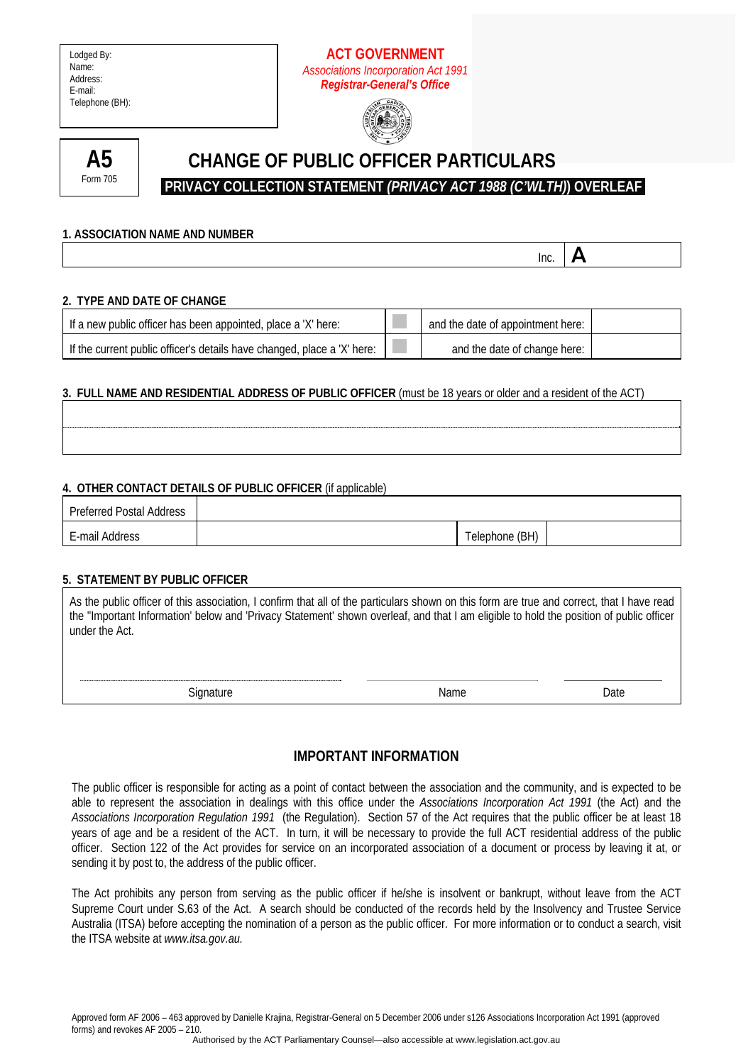| Lodged By: |
|---|
| Name: |
| Address: |
| E-mail: |
| Telephone (BH): |

**ACT GOVERNMENT**

*Associations Incorporation Act 1991*

***Registrar-General's Office***

**A5**

Form 705

# CHANGE OF PUBLIC OFFICER PARTICULARS

**PRIVACY COLLECTION STATEMENT *(PRIVACY ACT 1988 (C'WLTH))* OVERLEAF**

### 1. ASSOCIATION NAME AND NUMBER

| | Inc. | **A** |
|---|---|---|

### 2. TYPE AND DATE OF CHANGE

| | | | |
|---|---|---|---|
| If a new public officer has been appointed, place a 'X' here: | | and the date of appointment here: | |
| If the current public officer's details have changed, place a 'X' here: | | and the date of change here: | |

### 3. FULL NAME AND RESIDENTIAL ADDRESS OF PUBLIC OFFICER (must be 18 years or older and a resident of the ACT)

| |
|---|
| |
| |

### 4. OTHER CONTACT DETAILS OF PUBLIC OFFICER (if applicable)

| | | | |
|---|---|---|---|
| Preferred Postal Address | | | |
| E-mail Address | | Telephone (BH) | |

### 5. STATEMENT BY PUBLIC OFFICER

As the public officer of this association, I confirm that all of the particulars shown on this form are true and correct, that I have read the "Important Information" below and 'Privacy Statement' shown overleaf, and that I am eligible to hold the position of public officer under the Act.

| Signature | Name | Date |
|---|---|---|

## IMPORTANT INFORMATION

The public officer is responsible for acting as a point of contact between the association and the community, and is expected to be able to represent the association in dealings with this office under the *Associations Incorporation Act 1991* (the Act) and the *Associations Incorporation Regulation 1991* (the Regulation). Section 57 of the Act requires that the public officer be at least 18 years of age and be a resident of the ACT. In turn, it will be necessary to provide the full ACT residential address of the public officer. Section 122 of the Act provides for service on an incorporated association of a document or process by leaving it at, or sending it by post to, the address of the public officer.

The Act prohibits any person from serving as the public officer if he/she is insolvent or bankrupt, without leave from the ACT Supreme Court under S.63 of the Act. A search should be conducted of the records held by the Insolvency and Trustee Service Australia (ITSA) before accepting the nomination of a person as the public officer. For more information or to conduct a search, visit the ITSA website at *www.itsa.gov.au.*

Approved form AF 2006 – 463 approved by Danielle Krajina, Registrar-General on 5 December 2006 under s126 Associations Incorporation Act 1991 (approved forms) and revokes AF 2005 – 210.

Authorised by the ACT Parliamentary Counsel—also accessible at www.legislation.act.gov.au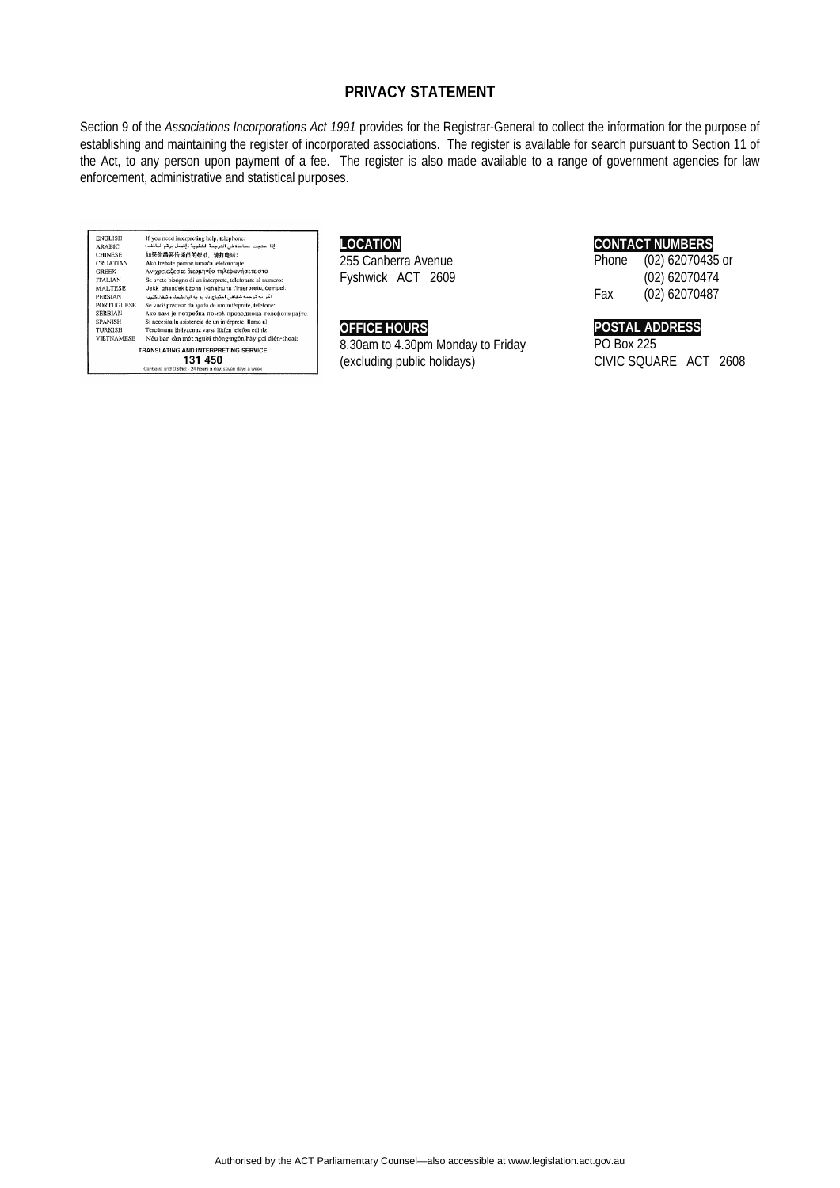# PRIVACY STATEMENT

Section 9 of the *Associations Incorporations Act 1991* provides for the Registrar-General to collect the information for the purpose of establishing and maintaining the register of incorporated associations. The register is available for search pursuant to Section 11 of the Act, to any person upon payment of a fee. The register is also made available to a range of government agencies for law enforcement, administrative and statistical purposes.

| | |
|---|---|
| ENGLISH | If you need interpreting help, telephone: |
| ARABIC | إذا احتجت لمساعدة في الترجمة الشفوية ، إتصل برقم الهاتف : |
| CHINESE | 如果你需要传译员的帮助，请打电话： |
| CROATIAN | Ako trebate pomoć tumača telefonirajte: |
| GREEK | Αν χρειάζεστε διερμηνέα τηλεφωνήσετε στο |
| ITALIAN | Se avete bisogno di un interprete, telefonate al numero: |
| MALTESE | Jekk għandek bżonn l-għajnuna t'interpretu, ċempel: |
| PERSIAN | اگر به ترجمه شفاهی احتیاج دارید به این شماره تلفن کنید: |
| PORTUGUESE | Se você precisar da ajuda de um intérprete, telefone: |
| SERBIAN | Ако вам је потребна помоћ преводиоца телефонирајте |
| SPANISH | Si necesita la asistencia de un intérprete, llame al: |
| TURKISH | Tercümana ihtiyacınız varsa lütfen telefon ediniz: |
| VIETNAMESE | Nếu bạn cần một người thông-ngôn hãy gọi điện-thoại: |

**TRANSLATING AND INTERPRETING SERVICE**
**131 450**
Canberra and District - 24 hours a day, seven days a week

**LOCATION**
255 Canberra Avenue
Fyshwick ACT 2609

**OFFICE HOURS**
8.30am to 4.30pm Monday to Friday
(excluding public holidays)

**CONTACT NUMBERS**
Phone (02) 62070435 or
(02) 62070474
Fax (02) 62070487

**POSTAL ADDRESS**
PO Box 225
CIVIC SQUARE ACT 2608

Authorised by the ACT Parliamentary Counsel—also accessible at www.legislation.act.gov.au